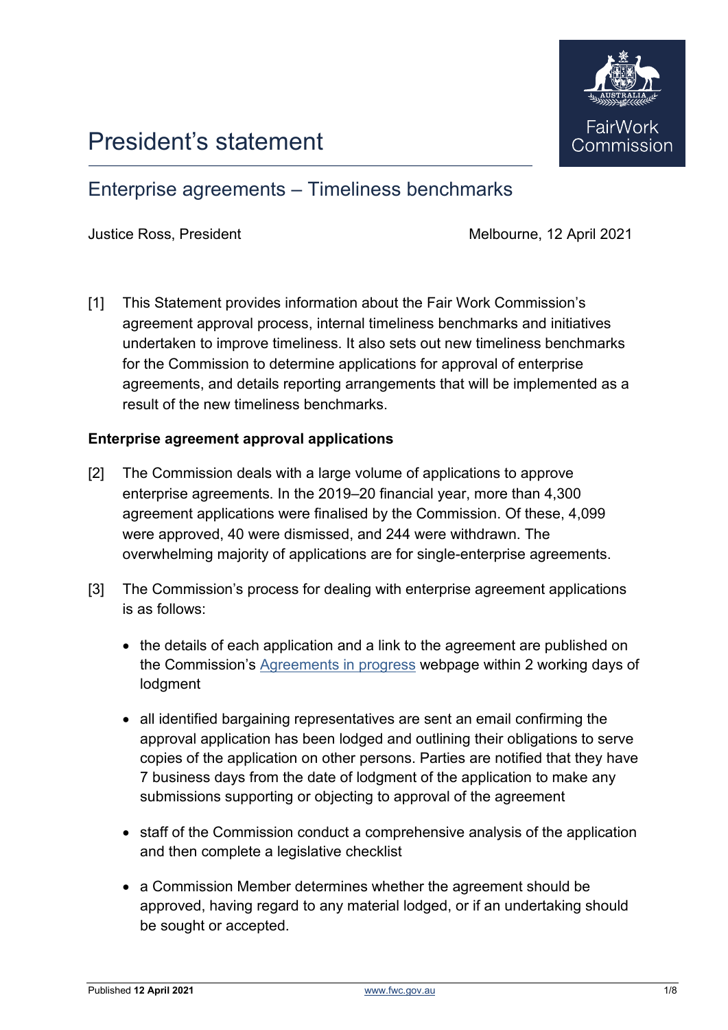# President's statement

## Enterprise agreements – Timeliness benchmarks

Justice Ross, President

Melbourne, 12 April 2021

[1] This Statement provides information about the Fair Work Commission's agreement approval process, internal timeliness benchmarks and initiatives undertaken to improve timeliness. It also sets out new timeliness benchmarks for the Commission to determine applications for approval of enterprise agreements, and details reporting arrangements that will be implemented as a result of the new timeliness benchmarks.

**Enterprise agreement approval applications**

[2] The Commission deals with a large volume of applications to approve enterprise agreements. In the 2019–20 financial year, more than 4,300 agreement applications were finalised by the Commission. Of these, 4,099 were approved, 40 were dismissed, and 244 were withdrawn. The overwhelming majority of applications are for single-enterprise agreements.

[3] The Commission's process for dealing with enterprise agreement applications is as follows:

- the details of each application and a link to the agreement are published on the Commission's Agreements in progress webpage within 2 working days of lodgment
- all identified bargaining representatives are sent an email confirming the approval application has been lodged and outlining their obligations to serve copies of the application on other persons. Parties are notified that they have 7 business days from the date of lodgment of the application to make any submissions supporting or objecting to approval of the agreement
- staff of the Commission conduct a comprehensive analysis of the application and then complete a legislative checklist
- a Commission Member determines whether the agreement should be approved, having regard to any material lodged, or if an undertaking should be sought or accepted.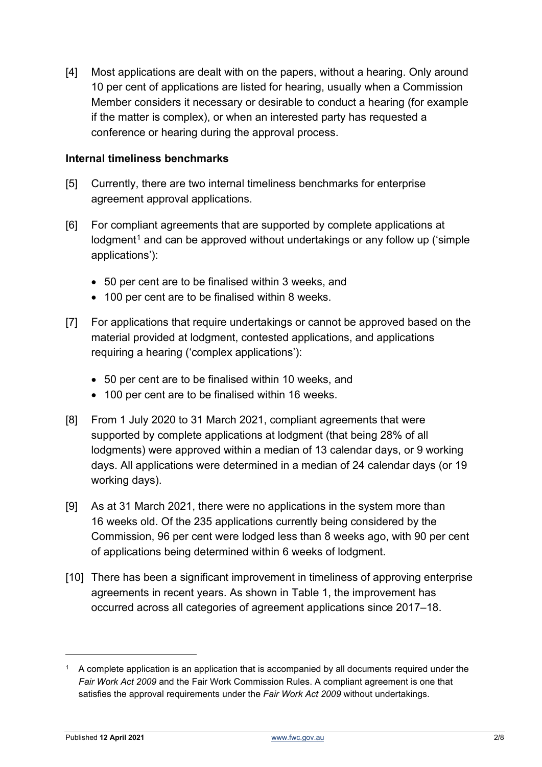[4] Most applications are dealt with on the papers, without a hearing. Only around 10 per cent of applications are listed for hearing, usually when a Commission Member considers it necessary or desirable to conduct a hearing (for example if the matter is complex), or when an interested party has requested a conference or hearing during the approval process.

**Internal timeliness benchmarks**

[5] Currently, there are two internal timeliness benchmarks for enterprise agreement approval applications.

[6] For compliant agreements that are supported by complete applications at lodgment[1] and can be approved without undertakings or any follow up ('simple applications'):

- 50 per cent are to be finalised within 3 weeks, and
- 100 per cent are to be finalised within 8 weeks.

[7] For applications that require undertakings or cannot be approved based on the material provided at lodgment, contested applications, and applications requiring a hearing ('complex applications'):

- 50 per cent are to be finalised within 10 weeks, and
- 100 per cent are to be finalised within 16 weeks.

[8] From 1 July 2020 to 31 March 2021, compliant agreements that were supported by complete applications at lodgment (that being 28% of all lodgments) were approved within a median of 13 calendar days, or 9 working days. All applications were determined in a median of 24 calendar days (or 19 working days).

[9] As at 31 March 2021, there were no applications in the system more than 16 weeks old. Of the 235 applications currently being considered by the Commission, 96 per cent were lodged less than 8 weeks ago, with 90 per cent of applications being determined within 6 weeks of lodgment.

[10] There has been a significant improvement in timeliness of approving enterprise agreements in recent years. As shown in Table 1, the improvement has occurred across all categories of agreement applications since 2017–18.

[1] A complete application is an application that is accompanied by all documents required under the *Fair Work Act 2009* and the Fair Work Commission Rules. A compliant agreement is one that satisfies the approval requirements under the *Fair Work Act 2009* without undertakings.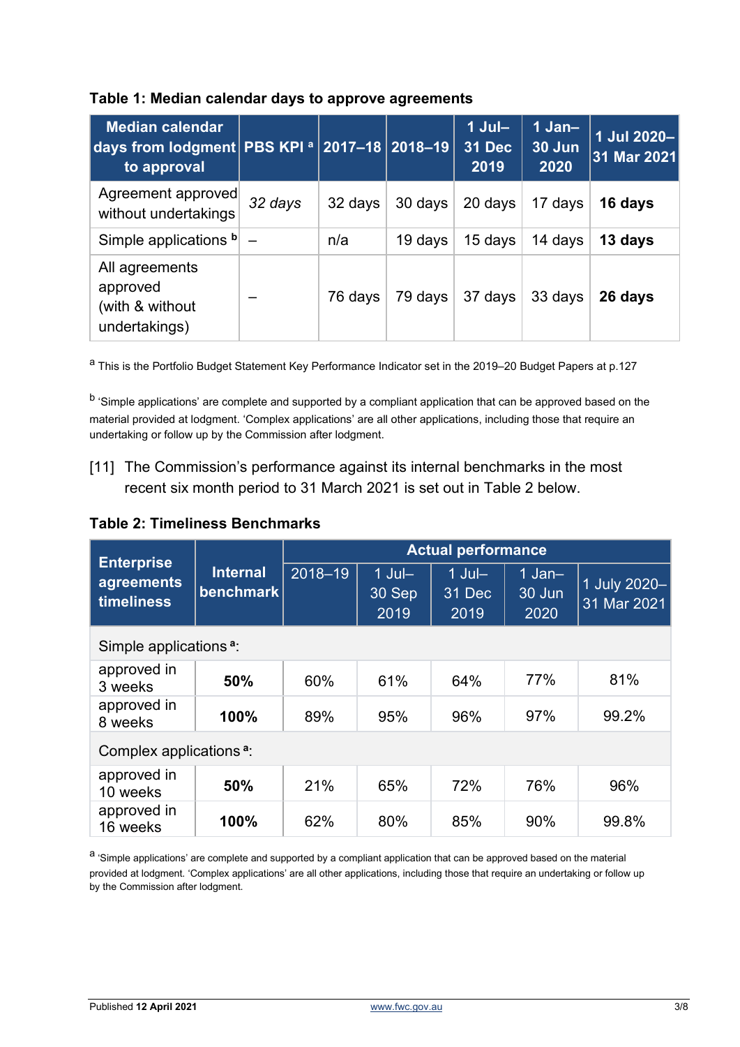**Table 1: Median calendar days to approve agreements**

| Median calendar days from lodgment to approval | PBS KPI [a] | 2017–18 | 2018–19 | 1 Jul–31 Dec 2019 | 1 Jan–30 Jun 2020 | 1 Jul 2020–31 Mar 2021 |
|---|---|---|---|---|---|---|
| Agreement approved without undertakings | *32 days* | 32 days | 30 days | 20 days | 17 days | **16 days** |
| Simple applications [b] | – | n/a | 19 days | 15 days | 14 days | **13 days** |
| All agreements approved (with & without undertakings) | – | 76 days | 79 days | 37 days | 33 days | **26 days** |

[a] This is the Portfolio Budget Statement Key Performance Indicator set in the 2019–20 Budget Papers at p.127

[b] 'Simple applications' are complete and supported by a compliant application that can be approved based on the material provided at lodgment. 'Complex applications' are all other applications, including those that require an undertaking or follow up by the Commission after lodgment.

[11] The Commission's performance against its internal benchmarks in the most recent six month period to 31 March 2021 is set out in Table 2 below.

**Table 2: Timeliness Benchmarks**

| Enterprise agreements timeliness | Internal benchmark | Actual performance | | | | |
|---|---|---|---|---|---|---|
| | | 2018–19 | 1 Jul–30 Sep 2019 | 1 Jul–31 Dec 2019 | 1 Jan–30 Jun 2020 | 1 July 2020–31 Mar 2021 |
| Simple applications [a]: | | | | | | |
| approved in 3 weeks | **50%** | 60% | 61% | 64% | 77% | 81% |
| approved in 8 weeks | **100%** | 89% | 95% | 96% | 97% | 99.2% |
| Complex applications [a]: | | | | | | |
| approved in 10 weeks | **50%** | 21% | 65% | 72% | 76% | 96% |
| approved in 16 weeks | **100%** | 62% | 80% | 85% | 90% | 99.8% |

[a] 'Simple applications' are complete and supported by a compliant application that can be approved based on the material provided at lodgment. 'Complex applications' are all other applications, including those that require an undertaking or follow up by the Commission after lodgment.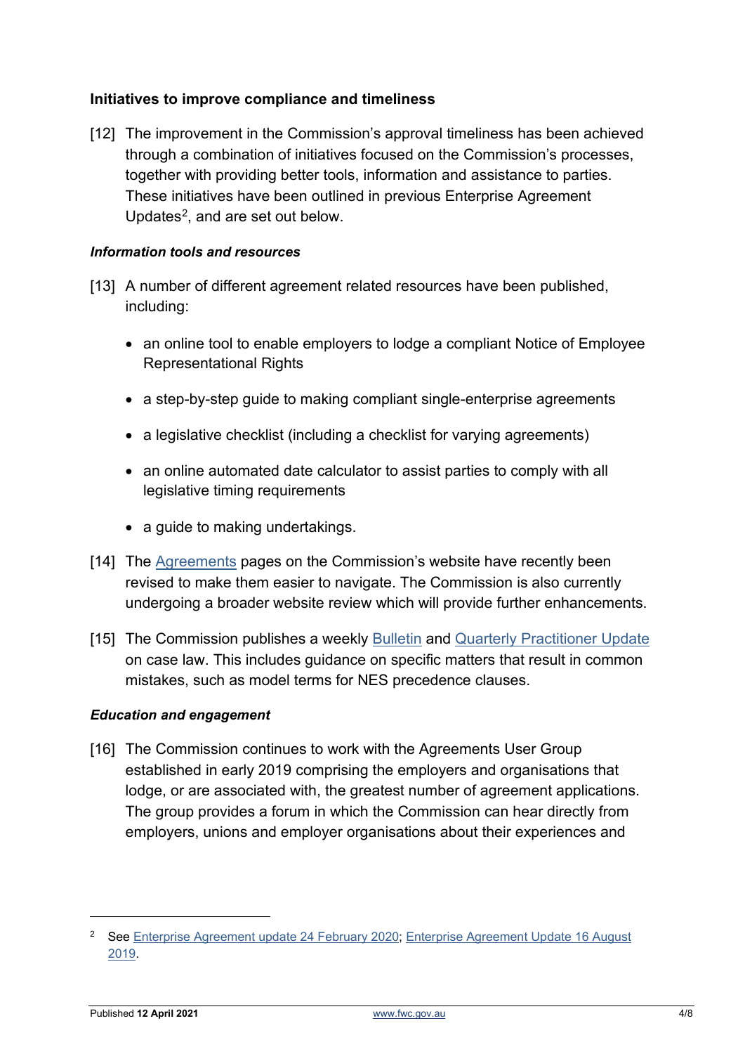## Initiatives to improve compliance and timeliness

[12] The improvement in the Commission's approval timeliness has been achieved through a combination of initiatives focused on the Commission's processes, together with providing better tools, information and assistance to parties. These initiatives have been outlined in previous Enterprise Agreement Updates[2], and are set out below.

### *Information tools and resources*

[13] A number of different agreement related resources have been published, including:

- an online tool to enable employers to lodge a compliant Notice of Employee Representational Rights
- a step-by-step guide to making compliant single-enterprise agreements
- a legislative checklist (including a checklist for varying agreements)
- an online automated date calculator to assist parties to comply with all legislative timing requirements
- a guide to making undertakings.

[14] The Agreements pages on the Commission's website have recently been revised to make them easier to navigate. The Commission is also currently undergoing a broader website review which will provide further enhancements.

[15] The Commission publishes a weekly Bulletin and Quarterly Practitioner Update on case law. This includes guidance on specific matters that result in common mistakes, such as model terms for NES precedence clauses.

### *Education and engagement*

[16] The Commission continues to work with the Agreements User Group established in early 2019 comprising the employers and organisations that lodge, or are associated with, the greatest number of agreement applications. The group provides a forum in which the Commission can hear directly from employers, unions and employer organisations about their experiences and

---

[2] See Enterprise Agreement update 24 February 2020; Enterprise Agreement Update 16 August 2019.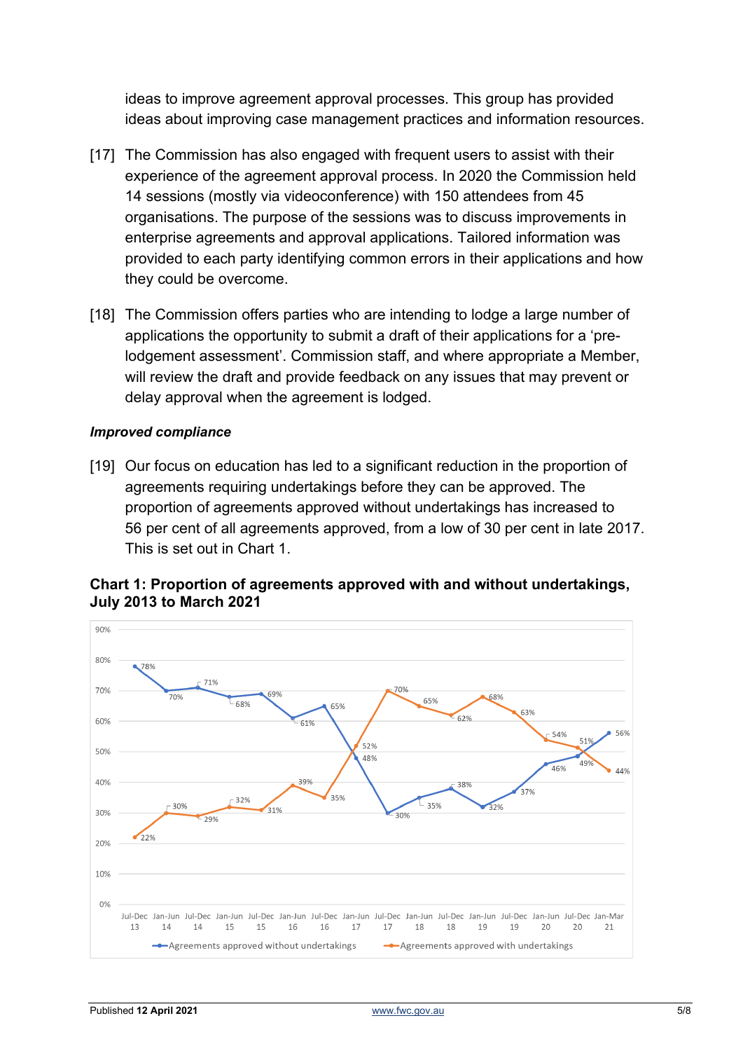ideas to improve agreement approval processes. This group has provided ideas about improving case management practices and information resources.

[17] The Commission has also engaged with frequent users to assist with their experience of the agreement approval process. In 2020 the Commission held 14 sessions (mostly via videoconference) with 150 attendees from 45 organisations. The purpose of the sessions was to discuss improvements in enterprise agreements and approval applications. Tailored information was provided to each party identifying common errors in their applications and how they could be overcome.

[18] The Commission offers parties who are intending to lodge a large number of applications the opportunity to submit a draft of their applications for a 'pre-lodgement assessment'. Commission staff, and where appropriate a Member, will review the draft and provide feedback on any issues that may prevent or delay approval when the agreement is lodged.

*Improved compliance*

[19] Our focus on education has led to a significant reduction in the proportion of agreements requiring undertakings before they can be approved. The proportion of agreements approved without undertakings has increased to 56 per cent of all agreements approved, from a low of 30 per cent in late 2017. This is set out in Chart 1.

**Chart 1: Proportion of agreements approved with and without undertakings, July 2013 to March 2021**

| Period | Agreements approved without undertakings | Agreements approved with undertakings |
|---|---|---|
| Jul-Dec 13 | 78% | 22% |
| Jan-Jun 14 | 70% | 30% |
| Jul-Dec 14 | 71% | 29% |
| Jan-Jun 15 | 68% | 32% |
| Jul-Dec 15 | 69% | 31% |
| Jan-Jun 16 | 61% | 39% |
| Jul-Dec 16 | 65% | 35% |
| Jan-Jun 17 | 48% | 52% |
| Jul-Dec 17 | 30% | 70% |
| Jan-Jun 18 | 35% | 65% |
| Jul-Dec 18 | 38% | 62% |
| Jan-Jun 19 | 32% | 68% |
| Jul-Dec 19 | 37% | 63% |
| Jan-Jun 20 | 46% | 54% |
| Jul-Dec 20 | 49% | 51% |
| Jan-Mar 21 | 56% | 44% |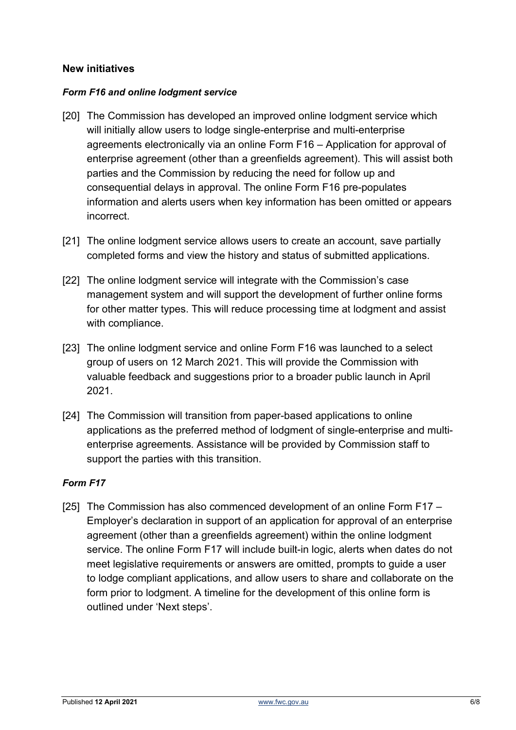## New initiatives

### *Form F16 and online lodgment service*

[20] The Commission has developed an improved online lodgment service which will initially allow users to lodge single-enterprise and multi-enterprise agreements electronically via an online Form F16 – Application for approval of enterprise agreement (other than a greenfields agreement). This will assist both parties and the Commission by reducing the need for follow up and consequential delays in approval. The online Form F16 pre-populates information and alerts users when key information has been omitted or appears incorrect.

[21] The online lodgment service allows users to create an account, save partially completed forms and view the history and status of submitted applications.

[22] The online lodgment service will integrate with the Commission's case management system and will support the development of further online forms for other matter types. This will reduce processing time at lodgment and assist with compliance.

[23] The online lodgment service and online Form F16 was launched to a select group of users on 12 March 2021. This will provide the Commission with valuable feedback and suggestions prior to a broader public launch in April 2021.

[24] The Commission will transition from paper-based applications to online applications as the preferred method of lodgment of single-enterprise and multi-enterprise agreements. Assistance will be provided by Commission staff to support the parties with this transition.

### *Form F17*

[25] The Commission has also commenced development of an online Form F17 – Employer's declaration in support of an application for approval of an enterprise agreement (other than a greenfields agreement) within the online lodgment service. The online Form F17 will include built-in logic, alerts when dates do not meet legislative requirements or answers are omitted, prompts to guide a user to lodge compliant applications, and allow users to share and collaborate on the form prior to lodgment. A timeline for the development of this online form is outlined under 'Next steps'.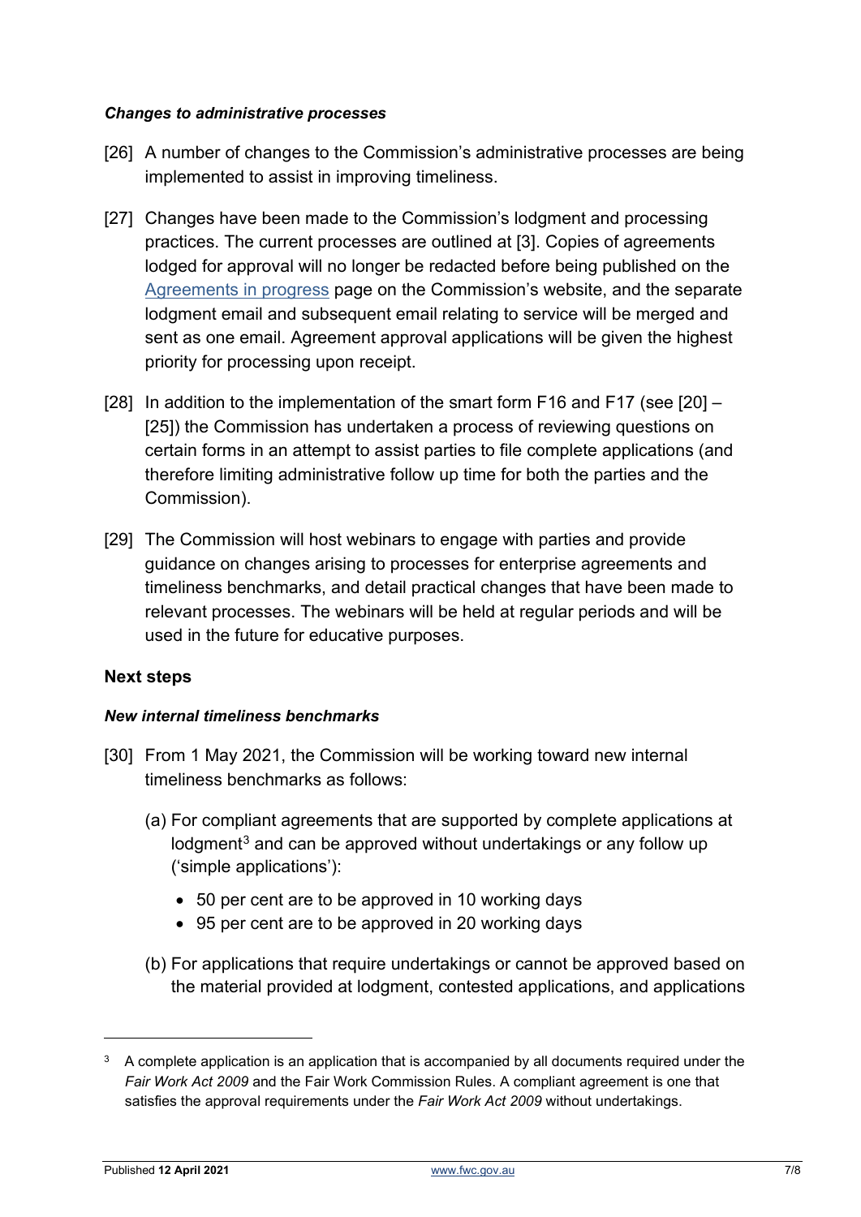***Changes to administrative processes***

[26] A number of changes to the Commission's administrative processes are being implemented to assist in improving timeliness.

[27] Changes have been made to the Commission's lodgment and processing practices. The current processes are outlined at [3]. Copies of agreements lodged for approval will no longer be redacted before being published on the Agreements in progress page on the Commission's website, and the separate lodgment email and subsequent email relating to service will be merged and sent as one email. Agreement approval applications will be given the highest priority for processing upon receipt.

[28] In addition to the implementation of the smart form F16 and F17 (see [20] – [25]) the Commission has undertaken a process of reviewing questions on certain forms in an attempt to assist parties to file complete applications (and therefore limiting administrative follow up time for both the parties and the Commission).

[29] The Commission will host webinars to engage with parties and provide guidance on changes arising to processes for enterprise agreements and timeliness benchmarks, and detail practical changes that have been made to relevant processes. The webinars will be held at regular periods and will be used in the future for educative purposes.

## Next steps

***New internal timeliness benchmarks***

[30] From 1 May 2021, the Commission will be working toward new internal timeliness benchmarks as follows:

(a) For compliant agreements that are supported by complete applications at lodgment[3] and can be approved without undertakings or any follow up ('simple applications'):

- 50 per cent are to be approved in 10 working days
- 95 per cent are to be approved in 20 working days

(b) For applications that require undertakings or cannot be approved based on the material provided at lodgment, contested applications, and applications

[3] A complete application is an application that is accompanied by all documents required under the *Fair Work Act 2009* and the Fair Work Commission Rules. A compliant agreement is one that satisfies the approval requirements under the *Fair Work Act 2009* without undertakings.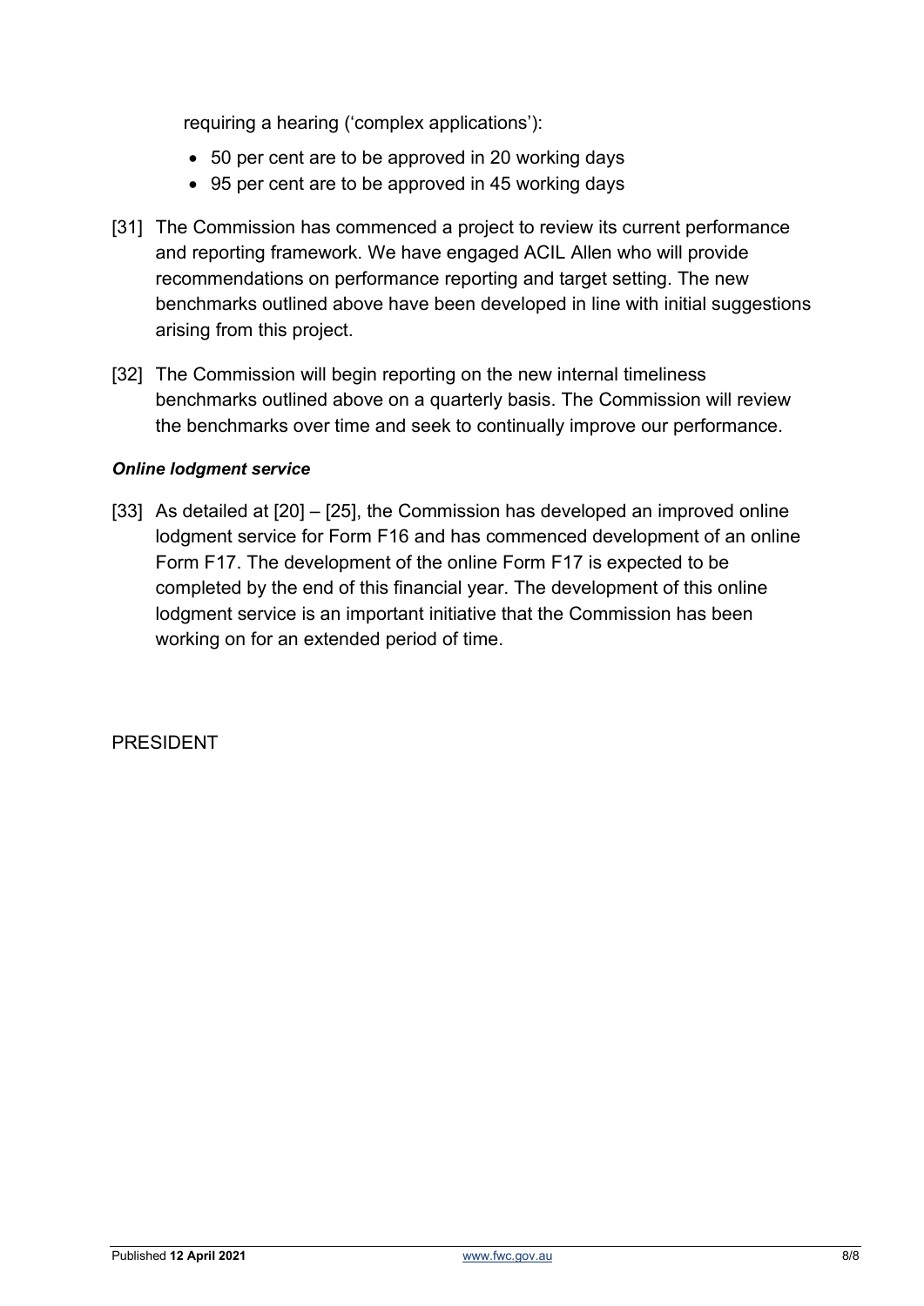requiring a hearing ('complex applications'):

- 50 per cent are to be approved in 20 working days
- 95 per cent are to be approved in 45 working days

[31] The Commission has commenced a project to review its current performance and reporting framework. We have engaged ACIL Allen who will provide recommendations on performance reporting and target setting. The new benchmarks outlined above have been developed in line with initial suggestions arising from this project.

[32] The Commission will begin reporting on the new internal timeliness benchmarks outlined above on a quarterly basis. The Commission will review the benchmarks over time and seek to continually improve our performance.

***Online lodgment service***

[33] As detailed at [20] – [25], the Commission has developed an improved online lodgment service for Form F16 and has commenced development of an online Form F17. The development of the online Form F17 is expected to be completed by the end of this financial year. The development of this online lodgment service is an important initiative that the Commission has been working on for an extended period of time.

PRESIDENT